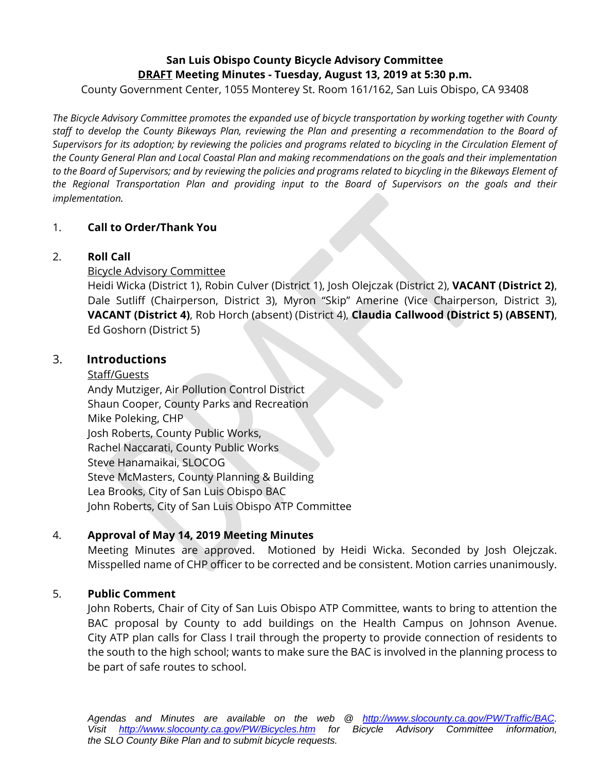# San Luis Obispo County Bicycle Advisory Committee
## DRAFT Meeting Minutes - Tuesday, August 13, 2019 at 5:30 p.m.

County Government Center, 1055 Monterey St. Room 161/162, San Luis Obispo, CA 93408

*The Bicycle Advisory Committee promotes the expanded use of bicycle transportation by working together with County staff to develop the County Bikeways Plan, reviewing the Plan and presenting a recommendation to the Board of Supervisors for its adoption; by reviewing the policies and programs related to bicycling in the Circulation Element of the County General Plan and Local Coastal Plan and making recommendations on the goals and their implementation to the Board of Supervisors; and by reviewing the policies and programs related to bicycling in the Bikeways Element of the Regional Transportation Plan and providing input to the Board of Supervisors on the goals and their implementation.*

1. **Call to Order/Thank You**

2. **Roll Call**

   Bicycle Advisory Committee

   Heidi Wicka (District 1), Robin Culver (District 1), Josh Olejczak (District 2), **VACANT (District 2)**, Dale Sutliff (Chairperson, District 3), Myron "Skip" Amerine (Vice Chairperson, District 3), **VACANT (District 4)**, Rob Horch (absent) (District 4), **Claudia Callwood (District 5) (ABSENT)**, Ed Goshorn (District 5)

3. **Introductions**

   Staff/Guests

   Andy Mutziger, Air Pollution Control District
   Shaun Cooper, County Parks and Recreation
   Mike Poleking, CHP
   Josh Roberts, County Public Works,
   Rachel Naccarati, County Public Works
   Steve Hanamaikai, SLOCOG
   Steve McMasters, County Planning & Building
   Lea Brooks, City of San Luis Obispo BAC
   John Roberts, City of San Luis Obispo ATP Committee

4. **Approval of May 14, 2019 Meeting Minutes**

   Meeting Minutes are approved. Motioned by Heidi Wicka. Seconded by Josh Olejczak. Misspelled name of CHP officer to be corrected and be consistent. Motion carries unanimously.

5. **Public Comment**

   John Roberts, Chair of City of San Luis Obispo ATP Committee, wants to bring to attention the BAC proposal by County to add buildings on the Health Campus on Johnson Avenue. City ATP plan calls for Class I trail through the property to provide connection of residents to the south to the high school; wants to make sure the BAC is involved in the planning process to be part of safe routes to school.

*Agendas and Minutes are available on the web @ http://www.slocounty.ca.gov/PW/Traffic/BAC. Visit http://www.slocounty.ca.gov/PW/Bicycles.htm for Bicycle Advisory Committee information, the SLO County Bike Plan and to submit bicycle requests.*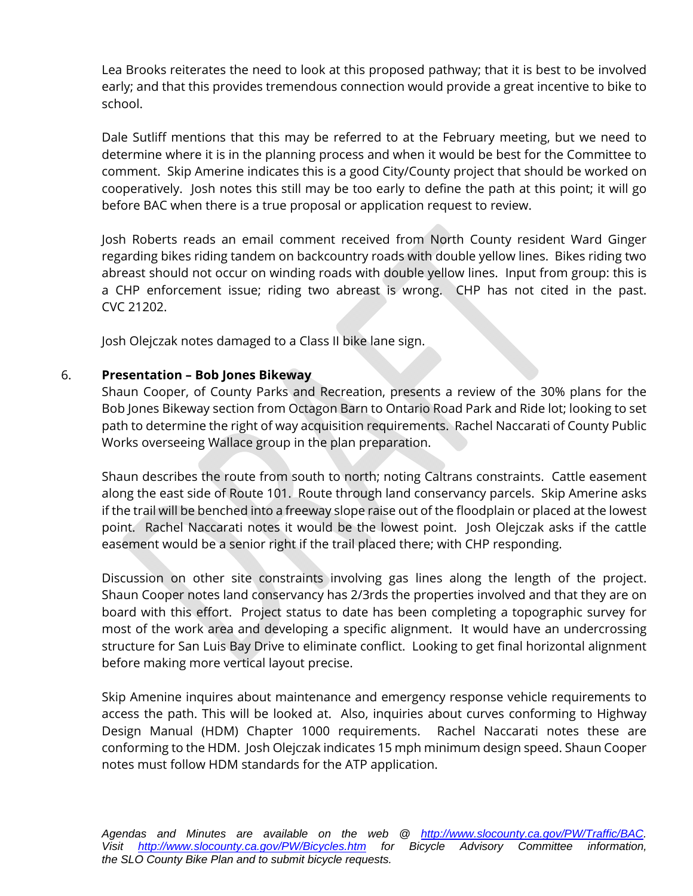Lea Brooks reiterates the need to look at this proposed pathway; that it is best to be involved early; and that this provides tremendous connection would provide a great incentive to bike to school.

Dale Sutliff mentions that this may be referred to at the February meeting, but we need to determine where it is in the planning process and when it would be best for the Committee to comment. Skip Amerine indicates this is a good City/County project that should be worked on cooperatively. Josh notes this still may be too early to define the path at this point; it will go before BAC when there is a true proposal or application request to review.

Josh Roberts reads an email comment received from North County resident Ward Ginger regarding bikes riding tandem on backcountry roads with double yellow lines. Bikes riding two abreast should not occur on winding roads with double yellow lines. Input from group: this is a CHP enforcement issue; riding two abreast is wrong. CHP has not cited in the past. CVC 21202.

Josh Olejczak notes damaged to a Class II bike lane sign.

6. **Presentation – Bob Jones Bikeway**

Shaun Cooper, of County Parks and Recreation, presents a review of the 30% plans for the Bob Jones Bikeway section from Octagon Barn to Ontario Road Park and Ride lot; looking to set path to determine the right of way acquisition requirements. Rachel Naccarati of County Public Works overseeing Wallace group in the plan preparation.

Shaun describes the route from south to north; noting Caltrans constraints. Cattle easement along the east side of Route 101. Route through land conservancy parcels. Skip Amerine asks if the trail will be benched into a freeway slope raise out of the floodplain or placed at the lowest point. Rachel Naccarati notes it would be the lowest point. Josh Olejczak asks if the cattle easement would be a senior right if the trail placed there; with CHP responding.

Discussion on other site constraints involving gas lines along the length of the project. Shaun Cooper notes land conservancy has 2/3rds the properties involved and that they are on board with this effort. Project status to date has been completing a topographic survey for most of the work area and developing a specific alignment. It would have an undercrossing structure for San Luis Bay Drive to eliminate conflict. Looking to get final horizontal alignment before making more vertical layout precise.

Skip Amenine inquires about maintenance and emergency response vehicle requirements to access the path. This will be looked at. Also, inquiries about curves conforming to Highway Design Manual (HDM) Chapter 1000 requirements. Rachel Naccarati notes these are conforming to the HDM. Josh Olejczak indicates 15 mph minimum design speed. Shaun Cooper notes must follow HDM standards for the ATP application.

*Agendas and Minutes are available on the web @ http://www.slocounty.ca.gov/PW/Traffic/BAC. Visit http://www.slocounty.ca.gov/PW/Bicycles.htm for Bicycle Advisory Committee information, the SLO County Bike Plan and to submit bicycle requests.*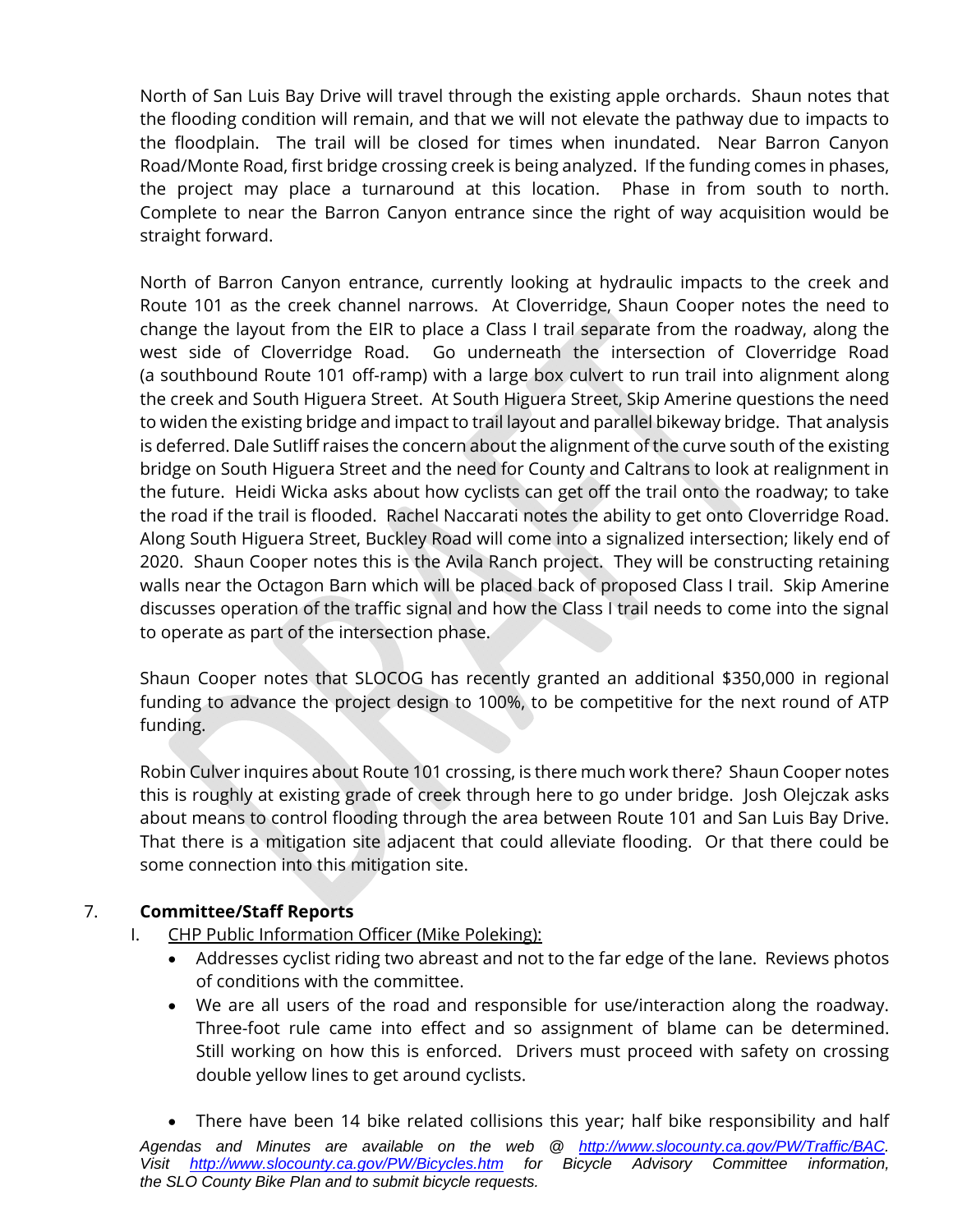North of San Luis Bay Drive will travel through the existing apple orchards. Shaun notes that the flooding condition will remain, and that we will not elevate the pathway due to impacts to the floodplain. The trail will be closed for times when inundated. Near Barron Canyon Road/Monte Road, first bridge crossing creek is being analyzed. If the funding comes in phases, the project may place a turnaround at this location. Phase in from south to north. Complete to near the Barron Canyon entrance since the right of way acquisition would be straight forward.

North of Barron Canyon entrance, currently looking at hydraulic impacts to the creek and Route 101 as the creek channel narrows. At Cloverridge, Shaun Cooper notes the need to change the layout from the EIR to place a Class I trail separate from the roadway, along the west side of Cloverridge Road. Go underneath the intersection of Cloverridge Road (a southbound Route 101 off-ramp) with a large box culvert to run trail into alignment along the creek and South Higuera Street. At South Higuera Street, Skip Amerine questions the need to widen the existing bridge and impact to trail layout and parallel bikeway bridge. That analysis is deferred. Dale Sutliff raises the concern about the alignment of the curve south of the existing bridge on South Higuera Street and the need for County and Caltrans to look at realignment in the future. Heidi Wicka asks about how cyclists can get off the trail onto the roadway; to take the road if the trail is flooded. Rachel Naccarati notes the ability to get onto Cloverridge Road. Along South Higuera Street, Buckley Road will come into a signalized intersection; likely end of 2020. Shaun Cooper notes this is the Avila Ranch project. They will be constructing retaining walls near the Octagon Barn which will be placed back of proposed Class I trail. Skip Amerine discusses operation of the traffic signal and how the Class I trail needs to come into the signal to operate as part of the intersection phase.

Shaun Cooper notes that SLOCOG has recently granted an additional $350,000 in regional funding to advance the project design to 100%, to be competitive for the next round of ATP funding.

Robin Culver inquires about Route 101 crossing, is there much work there? Shaun Cooper notes this is roughly at existing grade of creek through here to go under bridge. Josh Olejczak asks about means to control flooding through the area between Route 101 and San Luis Bay Drive. That there is a mitigation site adjacent that could alleviate flooding. Or that there could be some connection into this mitigation site.

7. **Committee/Staff Reports**

I. CHP Public Information Officer (Mike Poleking):

- Addresses cyclist riding two abreast and not to the far edge of the lane. Reviews photos of conditions with the committee.
- We are all users of the road and responsible for use/interaction along the roadway. Three-foot rule came into effect and so assignment of blame can be determined. Still working on how this is enforced. Drivers must proceed with safety on crossing double yellow lines to get around cyclists.
- There have been 14 bike related collisions this year; half bike responsibility and half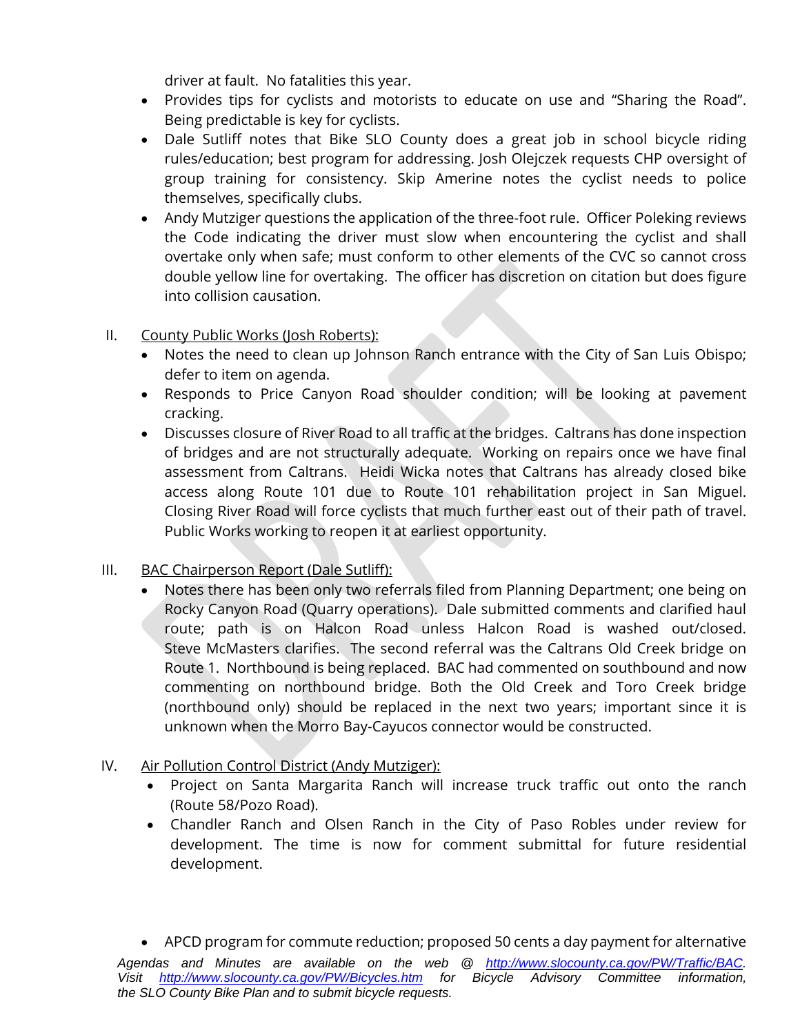driver at fault. No fatalities this year.

- Provides tips for cyclists and motorists to educate on use and "Sharing the Road". Being predictable is key for cyclists.
- Dale Sutliff notes that Bike SLO County does a great job in school bicycle riding rules/education; best program for addressing. Josh Olejczek requests CHP oversight of group training for consistency. Skip Amerine notes the cyclist needs to police themselves, specifically clubs.
- Andy Mutziger questions the application of the three-foot rule. Officer Poleking reviews the Code indicating the driver must slow when encountering the cyclist and shall overtake only when safe; must conform to other elements of the CVC so cannot cross double yellow line for overtaking. The officer has discretion on citation but does figure into collision causation.

II. County Public Works (Josh Roberts):

- Notes the need to clean up Johnson Ranch entrance with the City of San Luis Obispo; defer to item on agenda.
- Responds to Price Canyon Road shoulder condition; will be looking at pavement cracking.
- Discusses closure of River Road to all traffic at the bridges. Caltrans has done inspection of bridges and are not structurally adequate. Working on repairs once we have final assessment from Caltrans. Heidi Wicka notes that Caltrans has already closed bike access along Route 101 due to Route 101 rehabilitation project in San Miguel. Closing River Road will force cyclists that much further east out of their path of travel. Public Works working to reopen it at earliest opportunity.

III. BAC Chairperson Report (Dale Sutliff):

- Notes there has been only two referrals filed from Planning Department; one being on Rocky Canyon Road (Quarry operations). Dale submitted comments and clarified haul route; path is on Halcon Road unless Halcon Road is washed out/closed. Steve McMasters clarifies. The second referral was the Caltrans Old Creek bridge on Route 1. Northbound is being replaced. BAC had commented on southbound and now commenting on northbound bridge. Both the Old Creek and Toro Creek bridge (northbound only) should be replaced in the next two years; important since it is unknown when the Morro Bay-Cayucos connector would be constructed.

IV. Air Pollution Control District (Andy Mutziger):

- Project on Santa Margarita Ranch will increase truck traffic out onto the ranch (Route 58/Pozo Road).
- Chandler Ranch and Olsen Ranch in the City of Paso Robles under review for development. The time is now for comment submittal for future residential development.

- APCD program for commute reduction; proposed 50 cents a day payment for alternative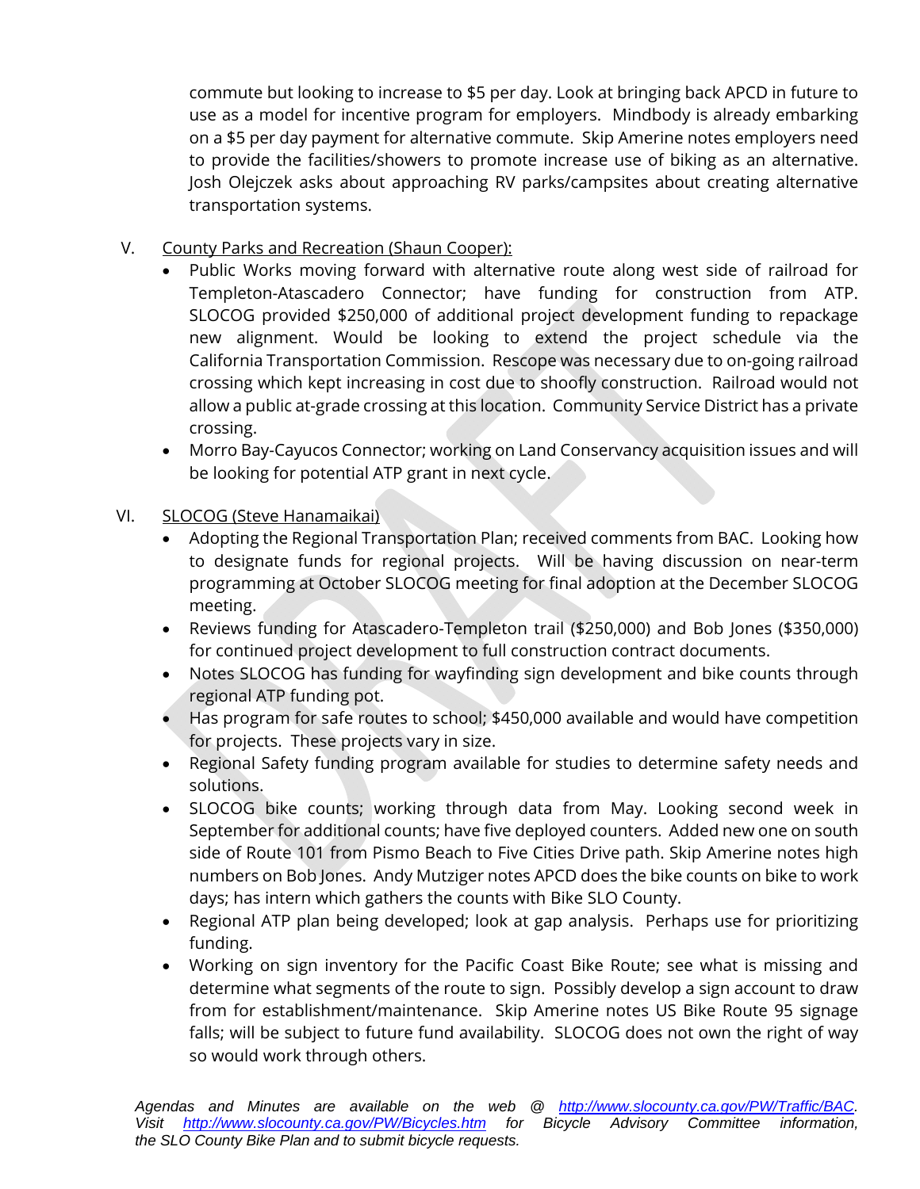commute but looking to increase to $5 per day. Look at bringing back APCD in future to use as a model for incentive program for employers. Mindbody is already embarking on a $5 per day payment for alternative commute. Skip Amerine notes employers need to provide the facilities/showers to promote increase use of biking as an alternative. Josh Olejczek asks about approaching RV parks/campsites about creating alternative transportation systems.

V. County Parks and Recreation (Shaun Cooper):

- Public Works moving forward with alternative route along west side of railroad for Templeton-Atascadero Connector; have funding for construction from ATP. SLOCOG provided $250,000 of additional project development funding to repackage new alignment. Would be looking to extend the project schedule via the California Transportation Commission. Rescope was necessary due to on-going railroad crossing which kept increasing in cost due to shoofly construction. Railroad would not allow a public at-grade crossing at this location. Community Service District has a private crossing.
- Morro Bay-Cayucos Connector; working on Land Conservancy acquisition issues and will be looking for potential ATP grant in next cycle.

VI. SLOCOG (Steve Hanamaikai)

- Adopting the Regional Transportation Plan; received comments from BAC. Looking how to designate funds for regional projects. Will be having discussion on near-term programming at October SLOCOG meeting for final adoption at the December SLOCOG meeting.
- Reviews funding for Atascadero-Templeton trail ($250,000) and Bob Jones ($350,000) for continued project development to full construction contract documents.
- Notes SLOCOG has funding for wayfinding sign development and bike counts through regional ATP funding pot.
- Has program for safe routes to school; $450,000 available and would have competition for projects. These projects vary in size.
- Regional Safety funding program available for studies to determine safety needs and solutions.
- SLOCOG bike counts; working through data from May. Looking second week in September for additional counts; have five deployed counters. Added new one on south side of Route 101 from Pismo Beach to Five Cities Drive path. Skip Amerine notes high numbers on Bob Jones. Andy Mutziger notes APCD does the bike counts on bike to work days; has intern which gathers the counts with Bike SLO County.
- Regional ATP plan being developed; look at gap analysis. Perhaps use for prioritizing funding.
- Working on sign inventory for the Pacific Coast Bike Route; see what is missing and determine what segments of the route to sign. Possibly develop a sign account to draw from for establishment/maintenance. Skip Amerine notes US Bike Route 95 signage falls; will be subject to future fund availability. SLOCOG does not own the right of way so would work through others.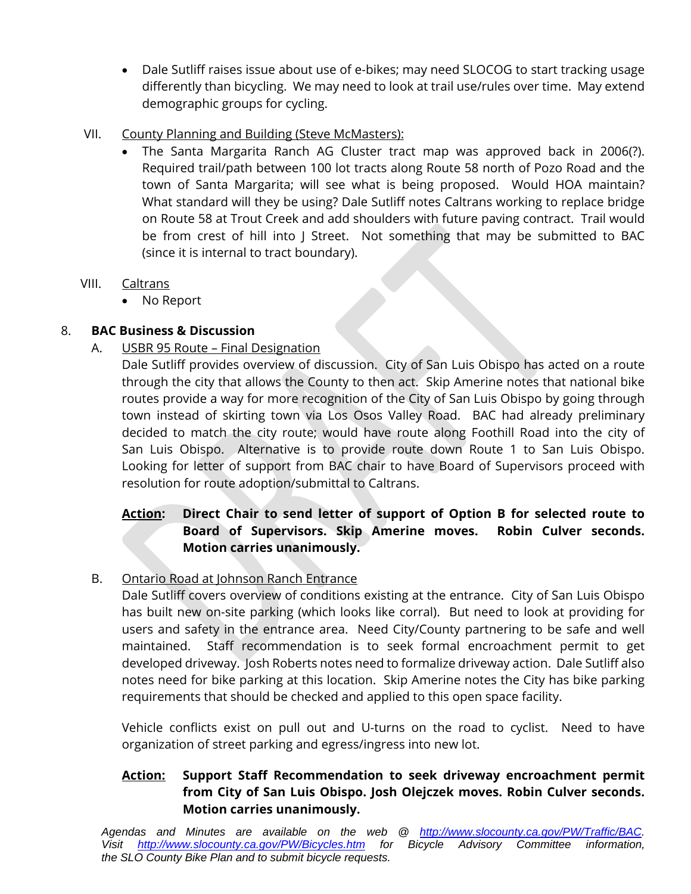- Dale Sutliff raises issue about use of e-bikes; may need SLOCOG to start tracking usage differently than bicycling. We may need to look at trail use/rules over time. May extend demographic groups for cycling.

VII. County Planning and Building (Steve McMasters):

- The Santa Margarita Ranch AG Cluster tract map was approved back in 2006(?). Required trail/path between 100 lot tracts along Route 58 north of Pozo Road and the town of Santa Margarita; will see what is being proposed. Would HOA maintain? What standard will they be using? Dale Sutliff notes Caltrans working to replace bridge on Route 58 at Trout Creek and add shoulders with future paving contract. Trail would be from crest of hill into J Street. Not something that may be submitted to BAC (since it is internal to tract boundary).

VIII. Caltrans

- No Report

## 8. BAC Business & Discussion

A. USBR 95 Route – Final Designation

Dale Sutliff provides overview of discussion. City of San Luis Obispo has acted on a route through the city that allows the County to then act. Skip Amerine notes that national bike routes provide a way for more recognition of the City of San Luis Obispo by going through town instead of skirting town via Los Osos Valley Road. BAC had already preliminary decided to match the city route; would have route along Foothill Road into the city of San Luis Obispo. Alternative is to provide route down Route 1 to San Luis Obispo. Looking for letter of support from BAC chair to have Board of Supervisors proceed with resolution for route adoption/submittal to Caltrans.

**Action: Direct Chair to send letter of support of Option B for selected route to Board of Supervisors. Skip Amerine moves. Robin Culver seconds. Motion carries unanimously.**

B. Ontario Road at Johnson Ranch Entrance

Dale Sutliff covers overview of conditions existing at the entrance. City of San Luis Obispo has built new on-site parking (which looks like corral). But need to look at providing for users and safety in the entrance area. Need City/County partnering to be safe and well maintained. Staff recommendation is to seek formal encroachment permit to get developed driveway. Josh Roberts notes need to formalize driveway action. Dale Sutliff also notes need for bike parking at this location. Skip Amerine notes the City has bike parking requirements that should be checked and applied to this open space facility.

Vehicle conflicts exist on pull out and U-turns on the road to cyclist. Need to have organization of street parking and egress/ingress into new lot.

**Action: Support Staff Recommendation to seek driveway encroachment permit from City of San Luis Obispo. Josh Olejczek moves. Robin Culver seconds. Motion carries unanimously.**

*Agendas and Minutes are available on the web @ http://www.slocounty.ca.gov/PW/Traffic/BAC. Visit http://www.slocounty.ca.gov/PW/Bicycles.htm for Bicycle Advisory Committee information, the SLO County Bike Plan and to submit bicycle requests.*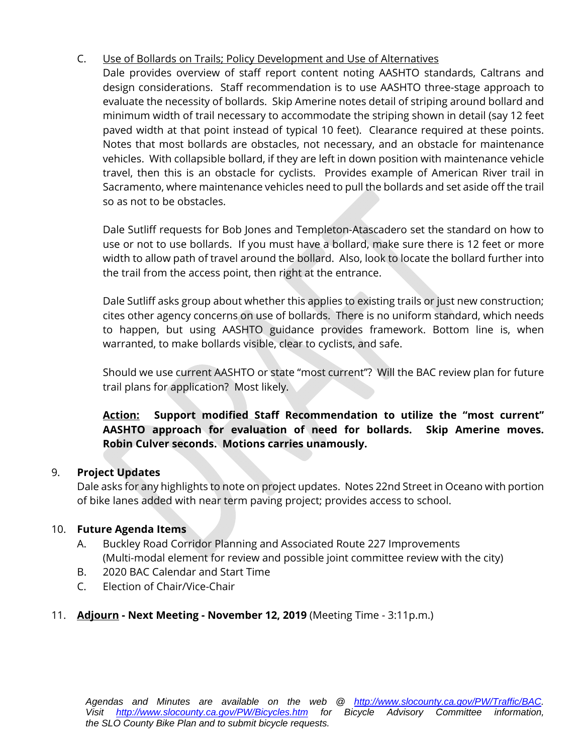C. <u>Use of Bollards on Trails; Policy Development and Use of Alternatives</u>

Dale provides overview of staff report content noting AASHTO standards, Caltrans and design considerations. Staff recommendation is to use AASHTO three-stage approach to evaluate the necessity of bollards. Skip Amerine notes detail of striping around bollard and minimum width of trail necessary to accommodate the striping shown in detail (say 12 feet paved width at that point instead of typical 10 feet). Clearance required at these points. Notes that most bollards are obstacles, not necessary, and an obstacle for maintenance vehicles. With collapsible bollard, if they are left in down position with maintenance vehicle travel, then this is an obstacle for cyclists. Provides example of American River trail in Sacramento, where maintenance vehicles need to pull the bollards and set aside off the trail so as not to be obstacles.

Dale Sutliff requests for Bob Jones and Templeton-Atascadero set the standard on how to use or not to use bollards. If you must have a bollard, make sure there is 12 feet or more width to allow path of travel around the bollard. Also, look to locate the bollard further into the trail from the access point, then right at the entrance.

Dale Sutliff asks group about whether this applies to existing trails or just new construction; cites other agency concerns on use of bollards. There is no uniform standard, which needs to happen, but using AASHTO guidance provides framework. Bottom line is, when warranted, to make bollards visible, clear to cyclists, and safe.

Should we use current AASHTO or state "most current"? Will the BAC review plan for future trail plans for application? Most likely.

**<u>Action:</u> Support modified Staff Recommendation to utilize the "most current" AASHTO approach for evaluation of need for bollards. Skip Amerine moves. Robin Culver seconds. Motions carries unamously.**

9. **Project Updates**

Dale asks for any highlights to note on project updates. Notes 22nd Street in Oceano with portion of bike lanes added with near term paving project; provides access to school.

10. **Future Agenda Items**

A. Buckley Road Corridor Planning and Associated Route 227 Improvements (Multi-modal element for review and possible joint committee review with the city)

B. 2020 BAC Calendar and Start Time

C. Election of Chair/Vice-Chair

11. **<u>Adjourn</u> - Next Meeting - November 12, 2019** (Meeting Time - 3:11p.m.)

*Agendas and Minutes are available on the web @ [http://www.slocounty.ca.gov/PW/Traffic/BAC](http://www.slocounty.ca.gov/PW/Traffic/BAC). Visit [http://www.slocounty.ca.gov/PW/Bicycles.htm](http://www.slocounty.ca.gov/PW/Bicycles.htm) for Bicycle Advisory Committee information, the SLO County Bike Plan and to submit bicycle requests.*